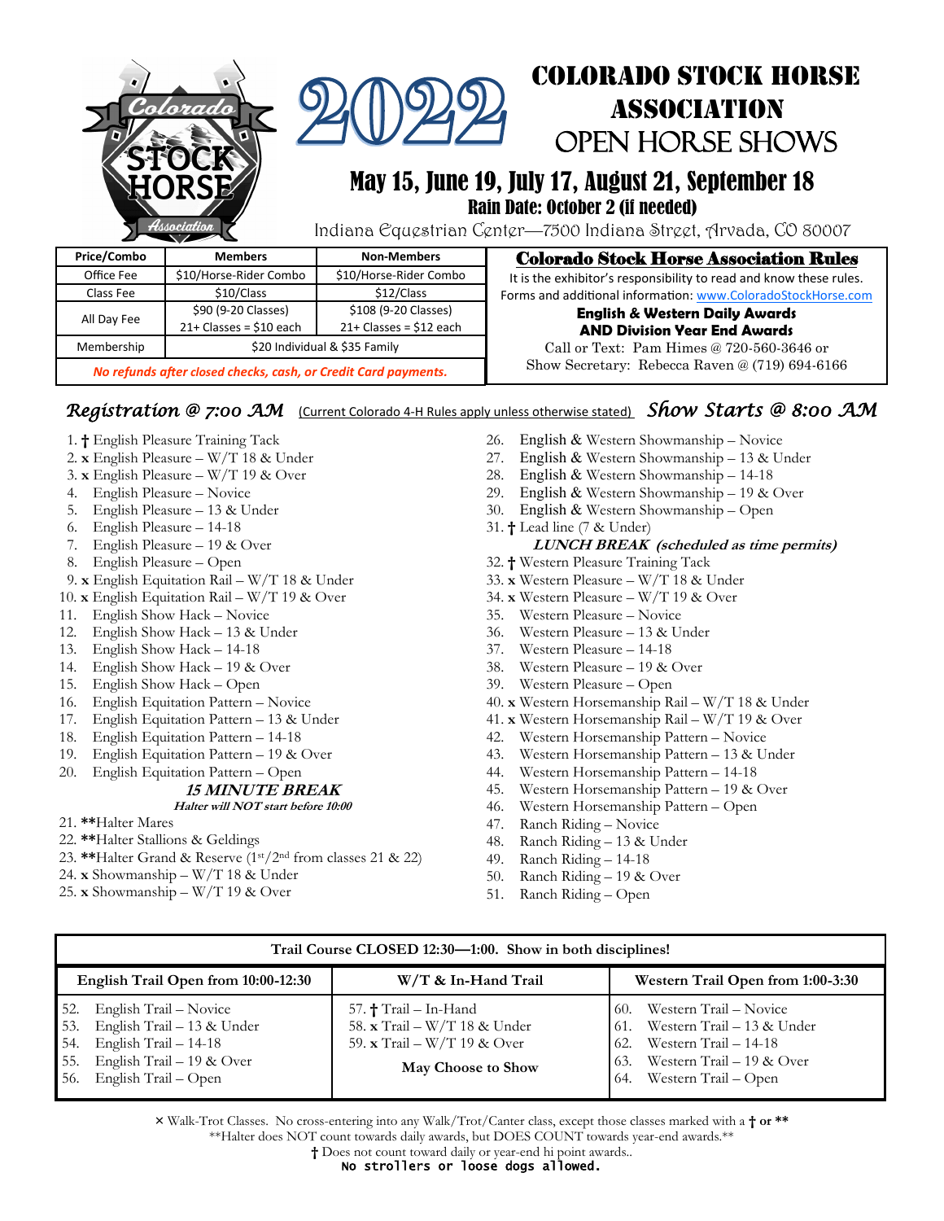# 2022

# COLORADO STOCK HORSE ASSOCIATION OPEN HORSE SHOWS

## May 15, June 19, July 17, August 21, September 18

### Rain Date: October 2 (if needed)

Indiana Equestrian Center—7500 Indiana Street, Arvada, CO 80007

| Price/Combo | Members | Non-Members |
|---|---|---|
| Office Fee | $10/Horse-Rider Combo | $10/Horse-Rider Combo |
| Class Fee | $10/Class | $12/Class |
| All Day Fee | $90 (9-20 Classes) 21+ Classes = $10 each | $108 (9-20 Classes) 21+ Classes = $12 each |
| Membership | $20 Individual & $35 Family | |

*No refunds after closed checks, cash, or Credit Card payments.*

**Colorado Stock Horse Association Rules**

It is the exhibitor's responsibility to read and know these rules.
Forms and additional information: www.ColoradoStockHorse.com

**English & Western Daily Awards AND Division Year End Awards**

Call or Text: Pam Himes @ 720-560-3646 or
Show Secretary: Rebecca Raven @ (719) 694-6166

## *Registration @ 7:00 AM* (Current Colorado 4-H Rules apply unless otherwise stated) *Show Starts @ 8:00 AM*

1. † English Pleasure Training Tack
2. x English Pleasure – W/T 18 & Under
3. x English Pleasure – W/T 19 & Over
4. English Pleasure – Novice
5. English Pleasure – 13 & Under
6. English Pleasure – 14-18
7. English Pleasure – 19 & Over
8. English Pleasure – Open
9. x English Equitation Rail – W/T 18 & Under
10. x English Equitation Rail – W/T 19 & Over
11. English Show Hack – Novice
12. English Show Hack – 13 & Under
13. English Show Hack – 14-18
14. English Show Hack – 19 & Over
15. English Show Hack – Open
16. English Equitation Pattern – Novice
17. English Equitation Pattern – 13 & Under
18. English Equitation Pattern – 14-18
19. English Equitation Pattern – 19 & Over
20. English Equitation Pattern – Open

***15 MINUTE BREAK***
***Halter will NOT start before 10:00***

21. **Halter Mares
22. **Halter Stallions & Geldings
23. **Halter Grand & Reserve (1st/2nd from classes 21 & 22)
24. x Showmanship – W/T 18 & Under
25. x Showmanship – W/T 19 & Over
26. English & Western Showmanship – Novice
27. English & Western Showmanship – 13 & Under
28. English & Western Showmanship – 14-18
29. English & Western Showmanship – 19 & Over
30. English & Western Showmanship – Open
31. † Lead line (7 & Under)

***LUNCH BREAK (scheduled as time permits)***

32. † Western Pleasure Training Tack
33. x Western Pleasure – W/T 18 & Under
34. x Western Pleasure – W/T 19 & Over
35. Western Pleasure – Novice
36. Western Pleasure – 13 & Under
37. Western Pleasure – 14-18
38. Western Pleasure – 19 & Over
39. Western Pleasure – Open
40. x Western Horsemanship Rail – W/T 18 & Under
41. x Western Horsemanship Rail – W/T 19 & Over
42. Western Horsemanship Pattern – Novice
43. Western Horsemanship Pattern – 13 & Under
44. Western Horsemanship Pattern – 14-18
45. Western Horsemanship Pattern – 19 & Over
46. Western Horsemanship Pattern – Open
47. Ranch Riding – Novice
48. Ranch Riding – 13 & Under
49. Ranch Riding – 14-18
50. Ranch Riding – 19 & Over
51. Ranch Riding – Open

**Trail Course CLOSED 12:30—1:00. Show in both disciplines!**

| English Trail Open from 10:00-12:30 | W/T & In-Hand Trail | Western Trail Open from 1:00-3:30 |
|---|---|---|
| 52. English Trail – Novice | 57. † Trail – In-Hand | 60. Western Trail – Novice |
| 53. English Trail – 13 & Under | 58. x Trail – W/T 18 & Under | 61. Western Trail – 13 & Under |
| 54. English Trail – 14-18 | 59. x Trail – W/T 19 & Over | 62. Western Trail – 14-18 |
| 55. English Trail – 19 & Over | **May Choose to Show** | 63. Western Trail – 19 & Over |
| 56. English Trail – Open | | 64. Western Trail – Open |

× Walk-Trot Classes. No cross-entering into any Walk/Trot/Canter class, except those classes marked with a **† or ****
**Halter does NOT count towards daily awards, but DOES COUNT towards year-end awards.**
† Does not count toward daily or year-end hi point awards..
**No strollers or loose dogs allowed.**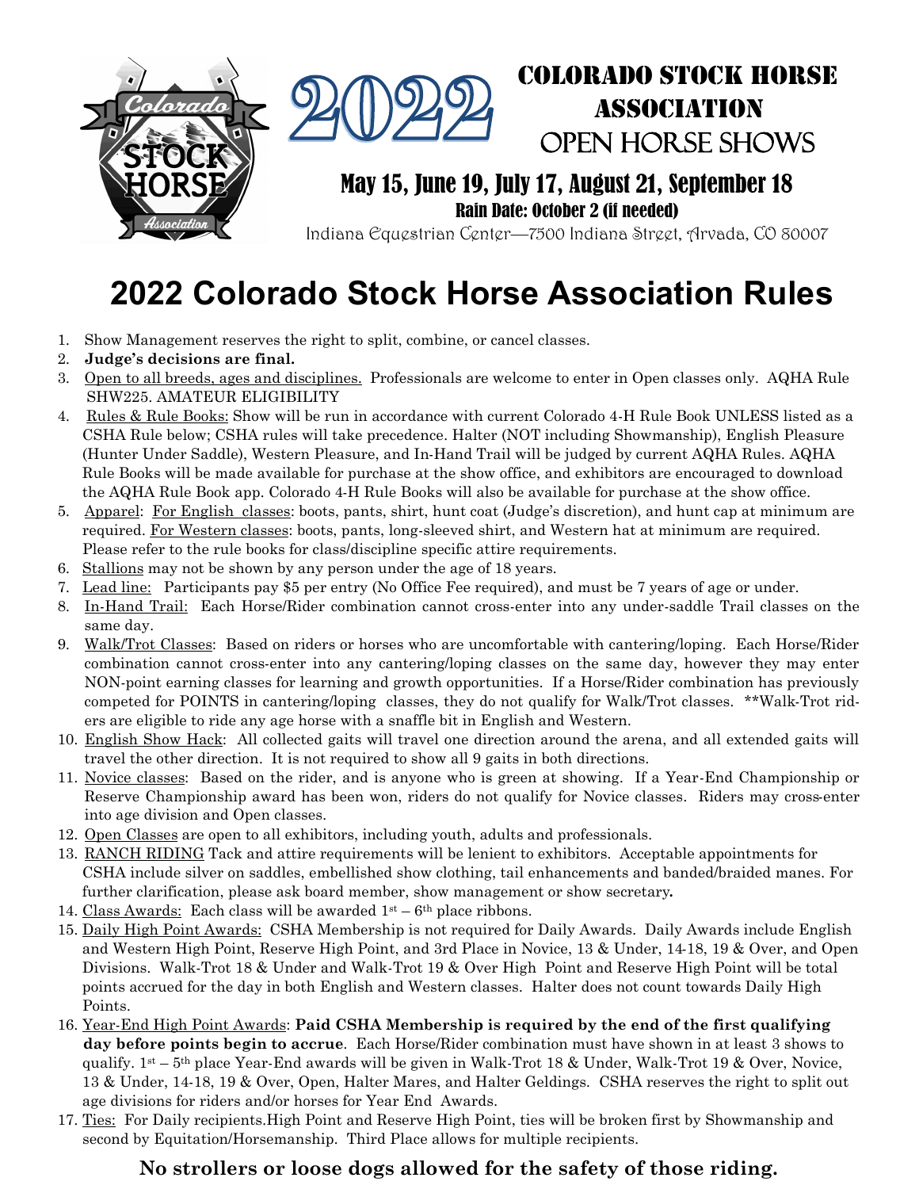# 2022 COLORADO STOCK HORSE ASSOCIATION OPEN HORSE SHOWS

**May 15, June 19, July 17, August 21, September 18**

**Rain Date: October 2 (if needed)**

Indiana Equestrian Center—7500 Indiana Street, Arvada, CO 80007

# 2022 Colorado Stock Horse Association Rules

1. Show Management reserves the right to split, combine, or cancel classes.
2. **Judge's decisions are final.**
3. Open to all breeds, ages and disciplines. Professionals are welcome to enter in Open classes only. AQHA Rule SHW225. AMATEUR ELIGIBILITY
4. Rules & Rule Books: Show will be run in accordance with current Colorado 4-H Rule Book UNLESS listed as a CSHA Rule below; CSHA rules will take precedence. Halter (NOT including Showmanship), English Pleasure (Hunter Under Saddle), Western Pleasure, and In-Hand Trail will be judged by current AQHA Rules. AQHA Rule Books will be made available for purchase at the show office, and exhibitors are encouraged to download the AQHA Rule Book app. Colorado 4-H Rule Books will also be available for purchase at the show office.
5. Apparel: For English classes: boots, pants, shirt, hunt coat (Judge's discretion), and hunt cap at minimum are required. For Western classes: boots, pants, long-sleeved shirt, and Western hat at minimum are required. Please refer to the rule books for class/discipline specific attire requirements.
6. Stallions may not be shown by any person under the age of 18 years.
7. Lead line: Participants pay $5 per entry (No Office Fee required), and must be 7 years of age or under.
8. In-Hand Trail: Each Horse/Rider combination cannot cross-enter into any under-saddle Trail classes on the same day.
9. Walk/Trot Classes: Based on riders or horses who are uncomfortable with cantering/loping. Each Horse/Rider combination cannot cross-enter into any cantering/loping classes on the same day, however they may enter NON-point earning classes for learning and growth opportunities. If a Horse/Rider combination has previously competed for POINTS in cantering/loping classes, they do not qualify for Walk/Trot classes. **Walk-Trot riders are eligible to ride any age horse with a snaffle bit in English and Western.
10. English Show Hack: All collected gaits will travel one direction around the arena, and all extended gaits will travel the other direction. It is not required to show all 9 gaits in both directions.
11. Novice classes: Based on the rider, and is anyone who is green at showing. If a Year-End Championship or Reserve Championship award has been won, riders do not qualify for Novice classes. Riders may cross-enter into age division and Open classes.
12. Open Classes are open to all exhibitors, including youth, adults and professionals.
13. RANCH RIDING Tack and attire requirements will be lenient to exhibitors. Acceptable appointments for CSHA include silver on saddles, embellished show clothing, tail enhancements and banded/braided manes. For further clarification, please ask board member, show management or show secretary**.**
14. Class Awards: Each class will be awarded 1st – 6th place ribbons.
15. Daily High Point Awards: CSHA Membership is not required for Daily Awards. Daily Awards include English and Western High Point, Reserve High Point, and 3rd Place in Novice, 13 & Under, 14-18, 19 & Over, and Open Divisions. Walk-Trot 18 & Under and Walk-Trot 19 & Over High Point and Reserve High Point will be total points accrued for the day in both English and Western classes. Halter does not count towards Daily High Points.
16. Year-End High Point Awards: **Paid CSHA Membership is required by the end of the first qualifying day before points begin to accrue**. Each Horse/Rider combination must have shown in at least 3 shows to qualify. 1st – 5th place Year-End awards will be given in Walk-Trot 18 & Under, Walk-Trot 19 & Over, Novice, 13 & Under, 14-18, 19 & Over, Open, Halter Mares, and Halter Geldings. CSHA reserves the right to split out age divisions for riders and/or horses for Year End Awards.
17. Ties: For Daily recipients.High Point and Reserve High Point, ties will be broken first by Showmanship and second by Equitation/Horsemanship. Third Place allows for multiple recipients.

**No strollers or loose dogs allowed for the safety of those riding.**